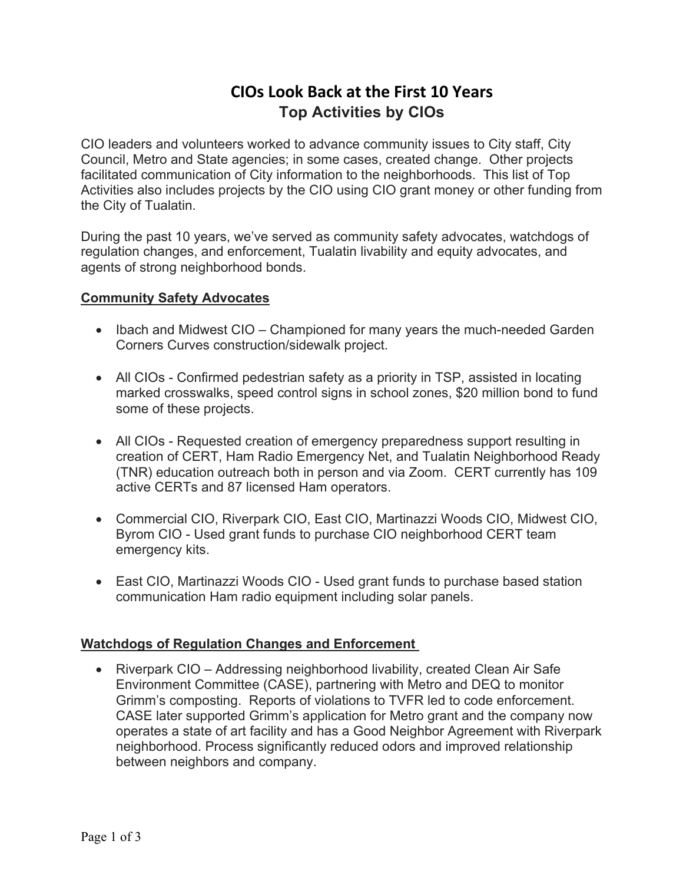# CIOs Look Back at the First 10 Years

## Top Activities by CIOs

CIO leaders and volunteers worked to advance community issues to City staff, City Council, Metro and State agencies; in some cases, created change. Other projects facilitated communication of City information to the neighborhoods. This list of Top Activities also includes projects by the CIO using CIO grant money or other funding from the City of Tualatin.

During the past 10 years, we've served as community safety advocates, watchdogs of regulation changes, and enforcement, Tualatin livability and equity advocates, and agents of strong neighborhood bonds.

### Community Safety Advocates

- Ibach and Midwest CIO – Championed for many years the much-needed Garden Corners Curves construction/sidewalk project.
- All CIOs - Confirmed pedestrian safety as a priority in TSP, assisted in locating marked crosswalks, speed control signs in school zones, $20 million bond to fund some of these projects.
- All CIOs - Requested creation of emergency preparedness support resulting in creation of CERT, Ham Radio Emergency Net, and Tualatin Neighborhood Ready (TNR) education outreach both in person and via Zoom. CERT currently has 109 active CERTs and 87 licensed Ham operators.
- Commercial CIO, Riverpark CIO, East CIO, Martinazzi Woods CIO, Midwest CIO, Byrom CIO - Used grant funds to purchase CIO neighborhood CERT team emergency kits.
- East CIO, Martinazzi Woods CIO - Used grant funds to purchase based station communication Ham radio equipment including solar panels.

### Watchdogs of Regulation Changes and Enforcement

- Riverpark CIO – Addressing neighborhood livability, created Clean Air Safe Environment Committee (CASE), partnering with Metro and DEQ to monitor Grimm's composting. Reports of violations to TVFR led to code enforcement. CASE later supported Grimm's application for Metro grant and the company now operates a state of art facility and has a Good Neighbor Agreement with Riverpark neighborhood. Process significantly reduced odors and improved relationship between neighbors and company.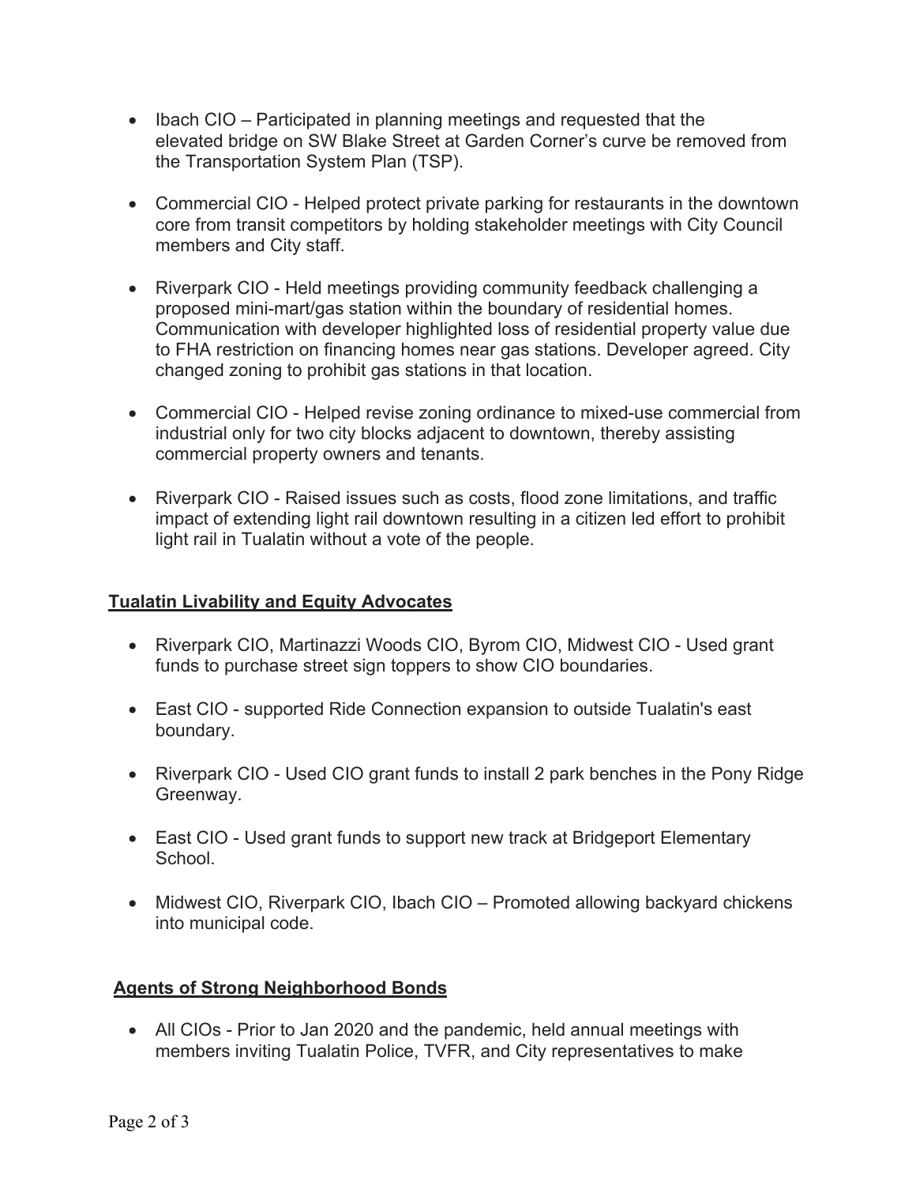- Ibach CIO – Participated in planning meetings and requested that the elevated bridge on SW Blake Street at Garden Corner's curve be removed from the Transportation System Plan (TSP).

- Commercial CIO - Helped protect private parking for restaurants in the downtown core from transit competitors by holding stakeholder meetings with City Council members and City staff.

- Riverpark CIO - Held meetings providing community feedback challenging a proposed mini-mart/gas station within the boundary of residential homes. Communication with developer highlighted loss of residential property value due to FHA restriction on financing homes near gas stations. Developer agreed. City changed zoning to prohibit gas stations in that location.

- Commercial CIO - Helped revise zoning ordinance to mixed-use commercial from industrial only for two city blocks adjacent to downtown, thereby assisting commercial property owners and tenants.

- Riverpark CIO - Raised issues such as costs, flood zone limitations, and traffic impact of extending light rail downtown resulting in a citizen led effort to prohibit light rail in Tualatin without a vote of the people.

## Tualatin Livability and Equity Advocates

- Riverpark CIO, Martinazzi Woods CIO, Byrom CIO, Midwest CIO - Used grant funds to purchase street sign toppers to show CIO boundaries.

- East CIO - supported Ride Connection expansion to outside Tualatin's east boundary.

- Riverpark CIO - Used CIO grant funds to install 2 park benches in the Pony Ridge Greenway.

- East CIO - Used grant funds to support new track at Bridgeport Elementary School.

- Midwest CIO, Riverpark CIO, Ibach CIO – Promoted allowing backyard chickens into municipal code.

## Agents of Strong Neighborhood Bonds

- All CIOs - Prior to Jan 2020 and the pandemic, held annual meetings with members inviting Tualatin Police, TVFR, and City representatives to make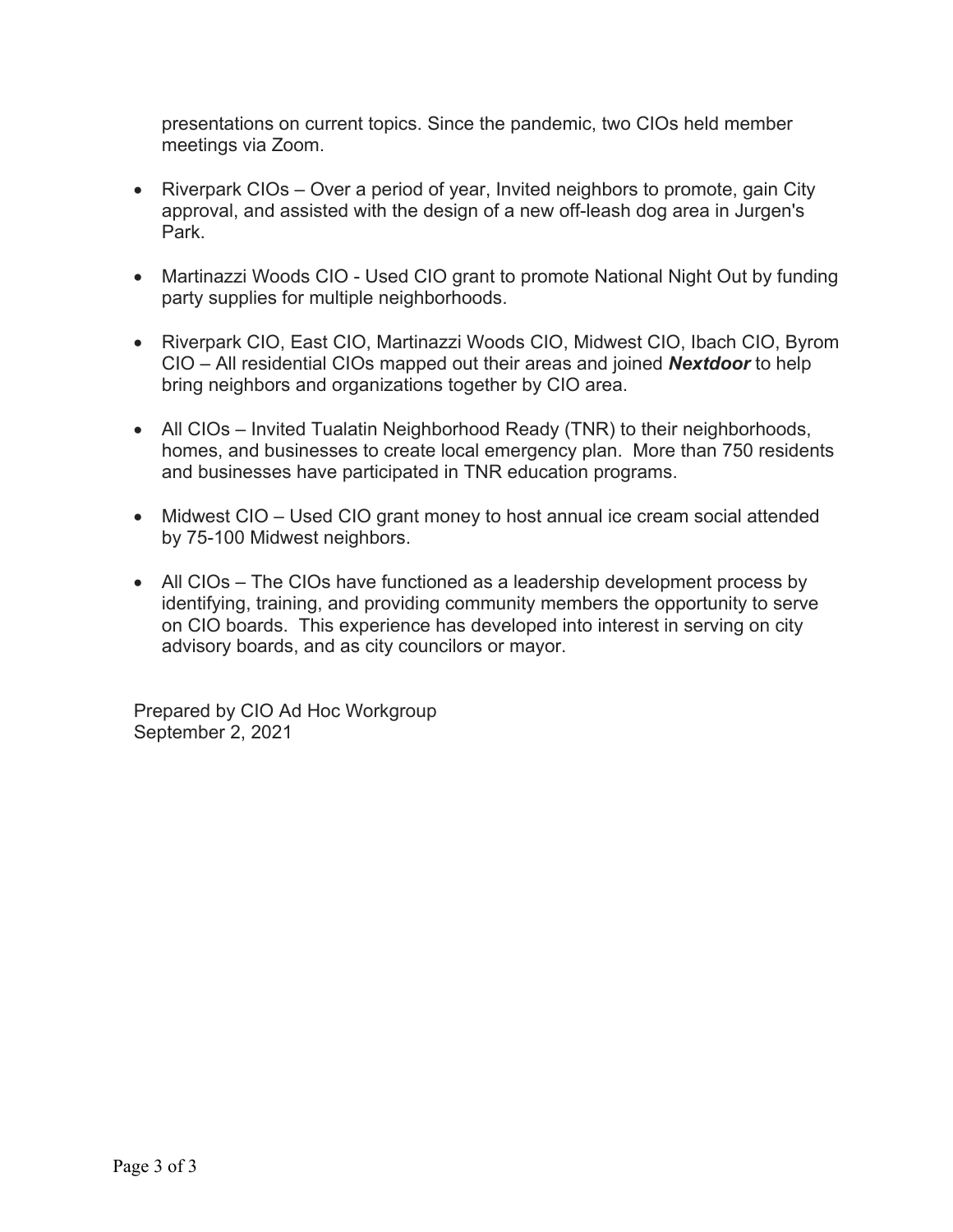presentations on current topics. Since the pandemic, two CIOs held member meetings via Zoom.

- Riverpark CIOs – Over a period of year, Invited neighbors to promote, gain City approval, and assisted with the design of a new off-leash dog area in Jurgen's Park.

- Martinazzi Woods CIO - Used CIO grant to promote National Night Out by funding party supplies for multiple neighborhoods.

- Riverpark CIO, East CIO, Martinazzi Woods CIO, Midwest CIO, Ibach CIO, Byrom CIO – All residential CIOs mapped out their areas and joined ***Nextdoor*** to help bring neighbors and organizations together by CIO area.

- All CIOs – Invited Tualatin Neighborhood Ready (TNR) to their neighborhoods, homes, and businesses to create local emergency plan. More than 750 residents and businesses have participated in TNR education programs.

- Midwest CIO – Used CIO grant money to host annual ice cream social attended by 75-100 Midwest neighbors.

- All CIOs – The CIOs have functioned as a leadership development process by identifying, training, and providing community members the opportunity to serve on CIO boards. This experience has developed into interest in serving on city advisory boards, and as city councilors or mayor.

Prepared by CIO Ad Hoc Workgroup
September 2, 2021